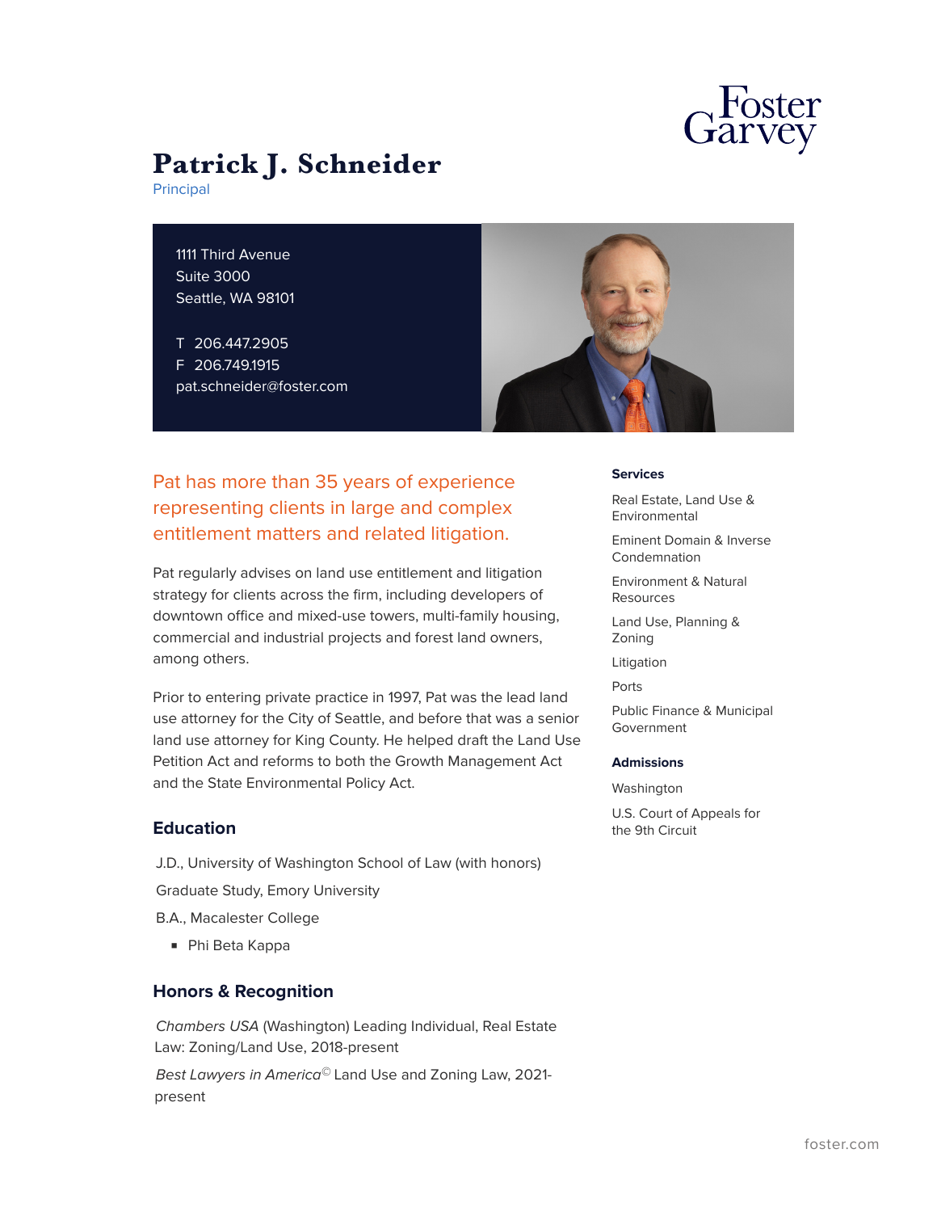# Patrick J. Schneider

Principal

1111 Third Avenue
Suite 3000
Seattle, WA 98101

T 206.447.2905
F 206.749.1915
pat.schneider@foster.com

Pat has more than 35 years of experience representing clients in large and complex entitlement matters and related litigation.

Pat regularly advises on land use entitlement and litigation strategy for clients across the firm, including developers of downtown office and mixed-use towers, multi-family housing, commercial and industrial projects and forest land owners, among others.

Prior to entering private practice in 1997, Pat was the lead land use attorney for the City of Seattle, and before that was a senior land use attorney for King County. He helped draft the Land Use Petition Act and reforms to both the Growth Management Act and the State Environmental Policy Act.

## Education

J.D., University of Washington School of Law (with honors)

Graduate Study, Emory University

B.A., Macalester College

- Phi Beta Kappa

## Honors & Recognition

*Chambers USA* (Washington) Leading Individual, Real Estate Law: Zoning/Land Use, 2018-present

*Best Lawyers in America*© Land Use and Zoning Law, 2021-present

### Services

Real Estate, Land Use & Environmental

Eminent Domain & Inverse Condemnation

Environment & Natural Resources

Land Use, Planning & Zoning

Litigation

Ports

Public Finance & Municipal Government

### Admissions

Washington

U.S. Court of Appeals for the 9th Circuit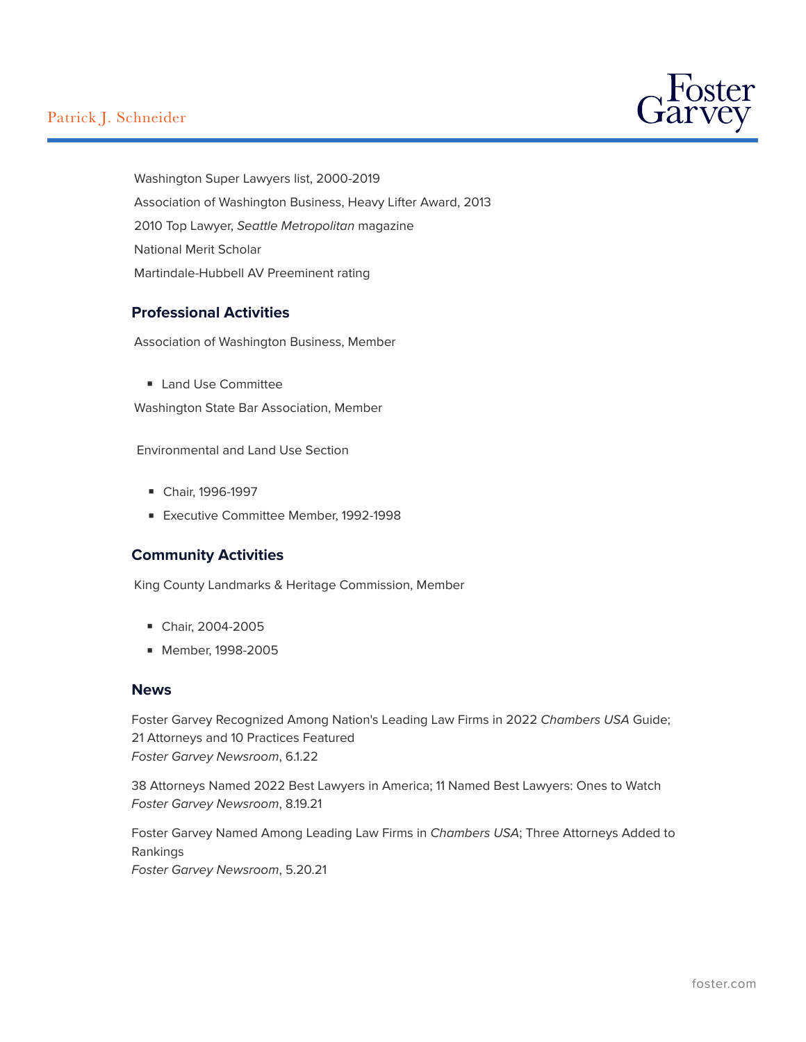Washington Super Lawyers list, 2000-2019

Association of Washington Business, Heavy Lifter Award, 2013

2010 Top Lawyer, *Seattle Metropolitan* magazine

National Merit Scholar

Martindale-Hubbell AV Preeminent rating

## Professional Activities

Association of Washington Business, Member

- Land Use Committee

Washington State Bar Association, Member

Environmental and Land Use Section

- Chair, 1996-1997
- Executive Committee Member, 1992-1998

## Community Activities

King County Landmarks & Heritage Commission, Member

- Chair, 2004-2005
- Member, 1998-2005

## News

Foster Garvey Recognized Among Nation's Leading Law Firms in 2022 *Chambers USA* Guide; 21 Attorneys and 10 Practices Featured
*Foster Garvey Newsroom*, 6.1.22

38 Attorneys Named 2022 Best Lawyers in America; 11 Named Best Lawyers: Ones to Watch
*Foster Garvey Newsroom*, 8.19.21

Foster Garvey Named Among Leading Law Firms in *Chambers USA*; Three Attorneys Added to Rankings
*Foster Garvey Newsroom*, 5.20.21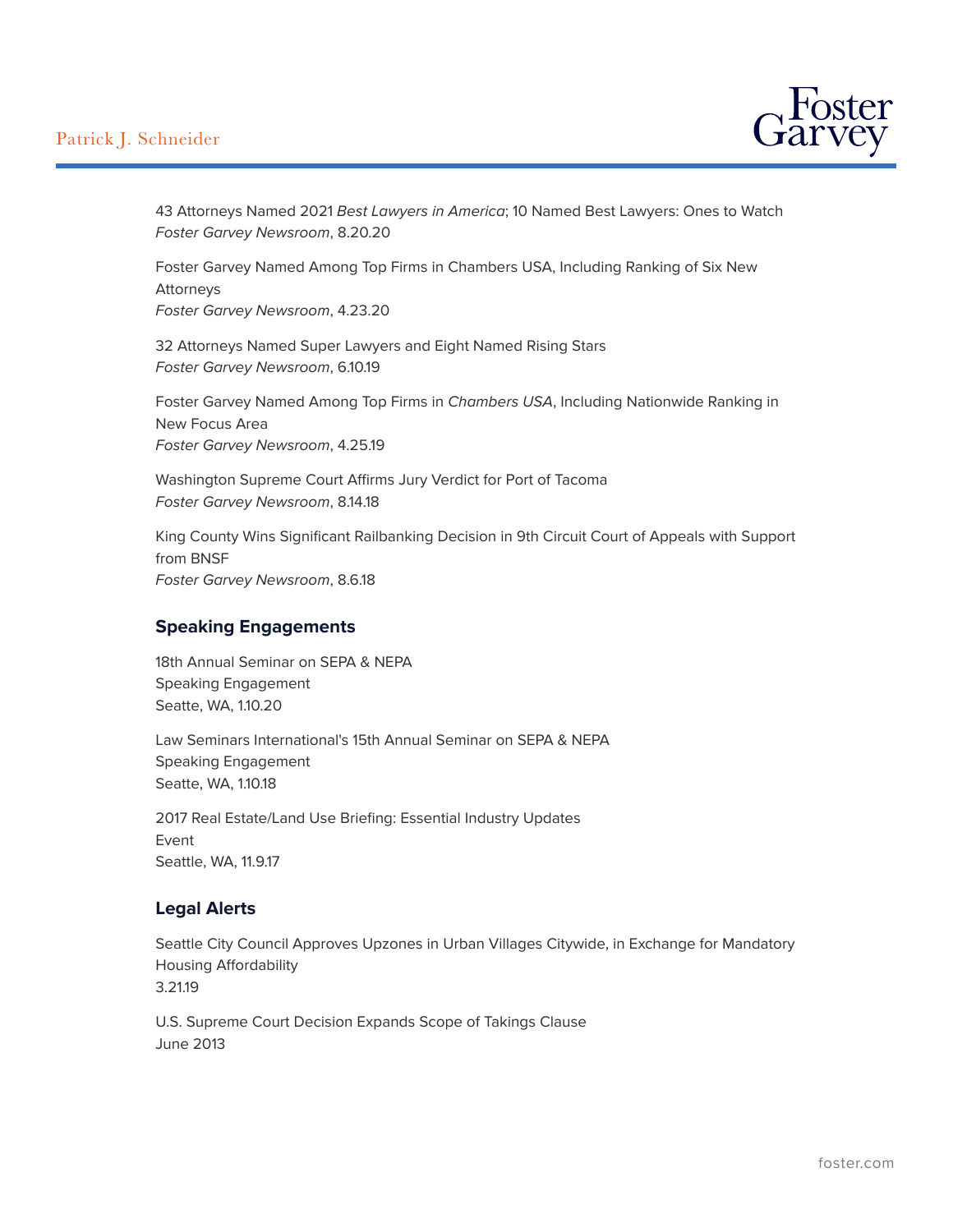43 Attorneys Named 2021 *Best Lawyers in America*; 10 Named Best Lawyers: Ones to Watch
*Foster Garvey Newsroom*, 8.20.20

Foster Garvey Named Among Top Firms in Chambers USA, Including Ranking of Six New Attorneys
*Foster Garvey Newsroom*, 4.23.20

32 Attorneys Named Super Lawyers and Eight Named Rising Stars
*Foster Garvey Newsroom*, 6.10.19

Foster Garvey Named Among Top Firms in *Chambers USA*, Including Nationwide Ranking in New Focus Area
*Foster Garvey Newsroom*, 4.25.19

Washington Supreme Court Affirms Jury Verdict for Port of Tacoma
*Foster Garvey Newsroom*, 8.14.18

King County Wins Significant Railbanking Decision in 9th Circuit Court of Appeals with Support from BNSF
*Foster Garvey Newsroom*, 8.6.18

## Speaking Engagements

18th Annual Seminar on SEPA & NEPA
Speaking Engagement
Seatte, WA, 1.10.20

Law Seminars International's 15th Annual Seminar on SEPA & NEPA
Speaking Engagement
Seatte, WA, 1.10.18

2017 Real Estate/Land Use Briefing: Essential Industry Updates
Event
Seattle, WA, 11.9.17

## Legal Alerts

Seattle City Council Approves Upzones in Urban Villages Citywide, in Exchange for Mandatory Housing Affordability
3.21.19

U.S. Supreme Court Decision Expands Scope of Takings Clause
June 2013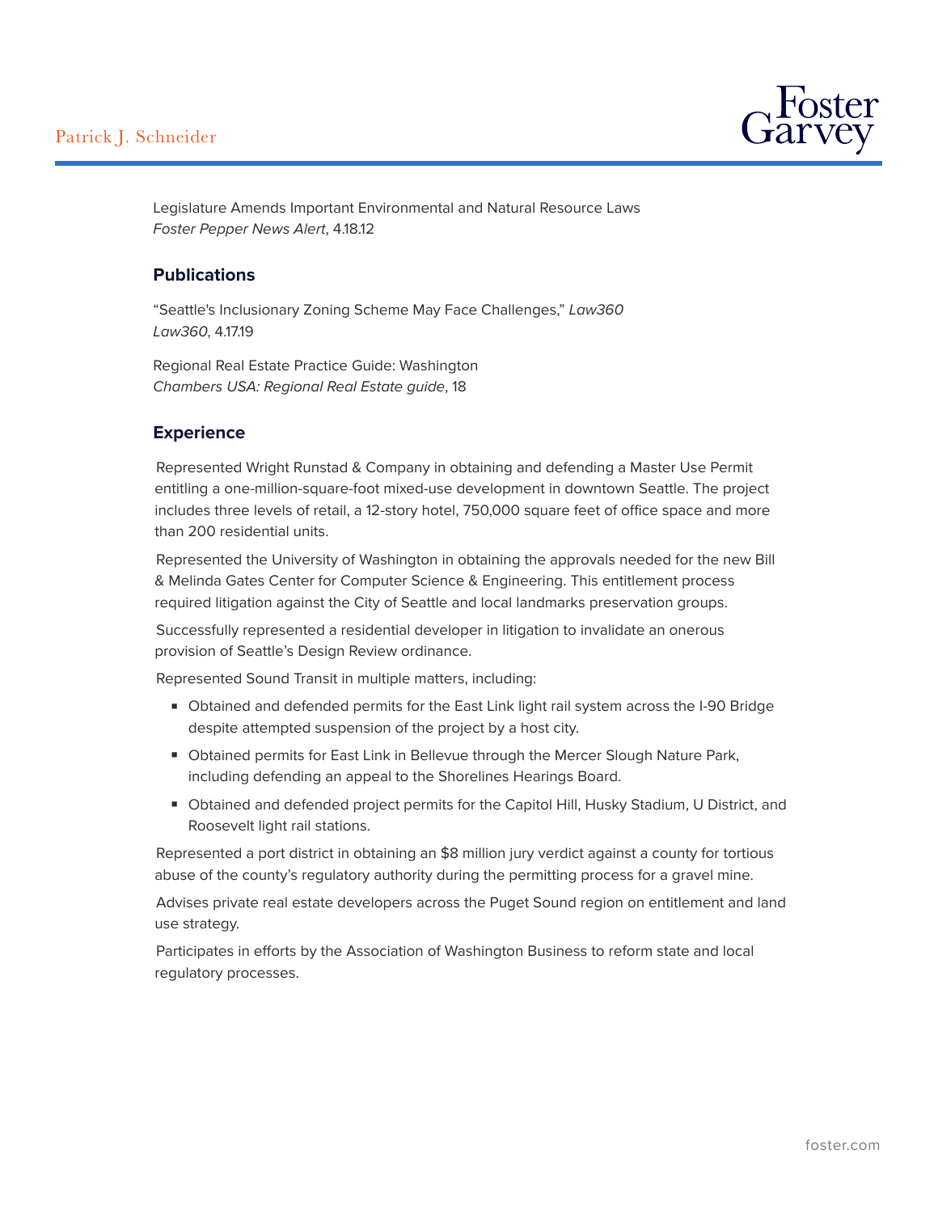Legislature Amends Important Environmental and Natural Resource Laws
*Foster Pepper News Alert*, 4.18.12

## Publications

"Seattle's Inclusionary Zoning Scheme May Face Challenges," *Law360*
*Law360*, 4.17.19

Regional Real Estate Practice Guide: Washington
*Chambers USA: Regional Real Estate guide*, 18

## Experience

Represented Wright Runstad & Company in obtaining and defending a Master Use Permit entitling a one-million-square-foot mixed-use development in downtown Seattle. The project includes three levels of retail, a 12-story hotel, 750,000 square feet of office space and more than 200 residential units.

Represented the University of Washington in obtaining the approvals needed for the new Bill & Melinda Gates Center for Computer Science & Engineering. This entitlement process required litigation against the City of Seattle and local landmarks preservation groups.

Successfully represented a residential developer in litigation to invalidate an onerous provision of Seattle's Design Review ordinance.

Represented Sound Transit in multiple matters, including:

- Obtained and defended permits for the East Link light rail system across the I-90 Bridge despite attempted suspension of the project by a host city.
- Obtained permits for East Link in Bellevue through the Mercer Slough Nature Park, including defending an appeal to the Shorelines Hearings Board.
- Obtained and defended project permits for the Capitol Hill, Husky Stadium, U District, and Roosevelt light rail stations.

Represented a port district in obtaining an $8 million jury verdict against a county for tortious abuse of the county's regulatory authority during the permitting process for a gravel mine.

Advises private real estate developers across the Puget Sound region on entitlement and land use strategy.

Participates in efforts by the Association of Washington Business to reform state and local regulatory processes.